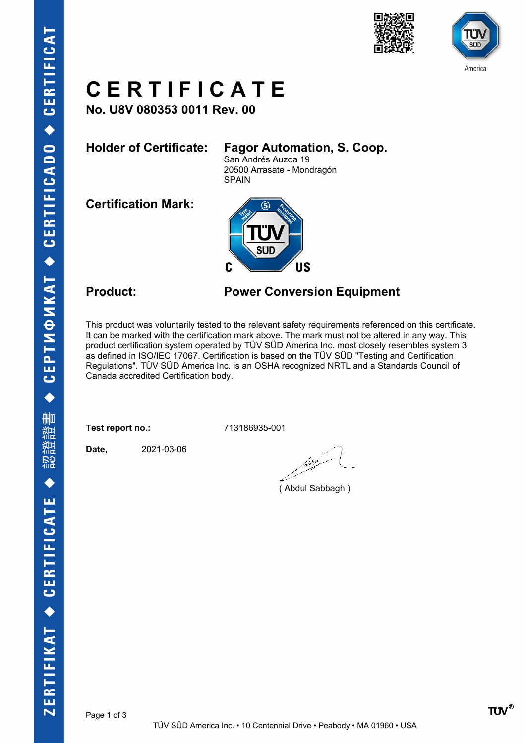# CERTIFICATE

**No. U8V 080353 0011 Rev. 00**

**Holder of Certificate:** **Fagor Automation, S. Coop.**
San Andrés Auzoa 19
20500 Arrasate - Mondragón
SPAIN

**Certification Mark:**

**Product:** **Power Conversion Equipment**

This product was voluntarily tested to the relevant safety requirements referenced on this certificate. It can be marked with the certification mark above. The mark must not be altered in any way. This product certification system operated by TÜV SÜD America Inc. most closely resembles system 3 as defined in ISO/IEC 17067. Certification is based on the TÜV SÜD "Testing and Certification Regulations". TÜV SÜD America Inc. is an OSHA recognized NRTL and a Standards Council of Canada accredited Certification body.

**Test report no.:** 713186935-001

**Date,** 2021-03-06

( Abdul Sabbagh )

TÜV SÜD America Inc. • 10 Centennial Drive • Peabody • MA 01960 • USA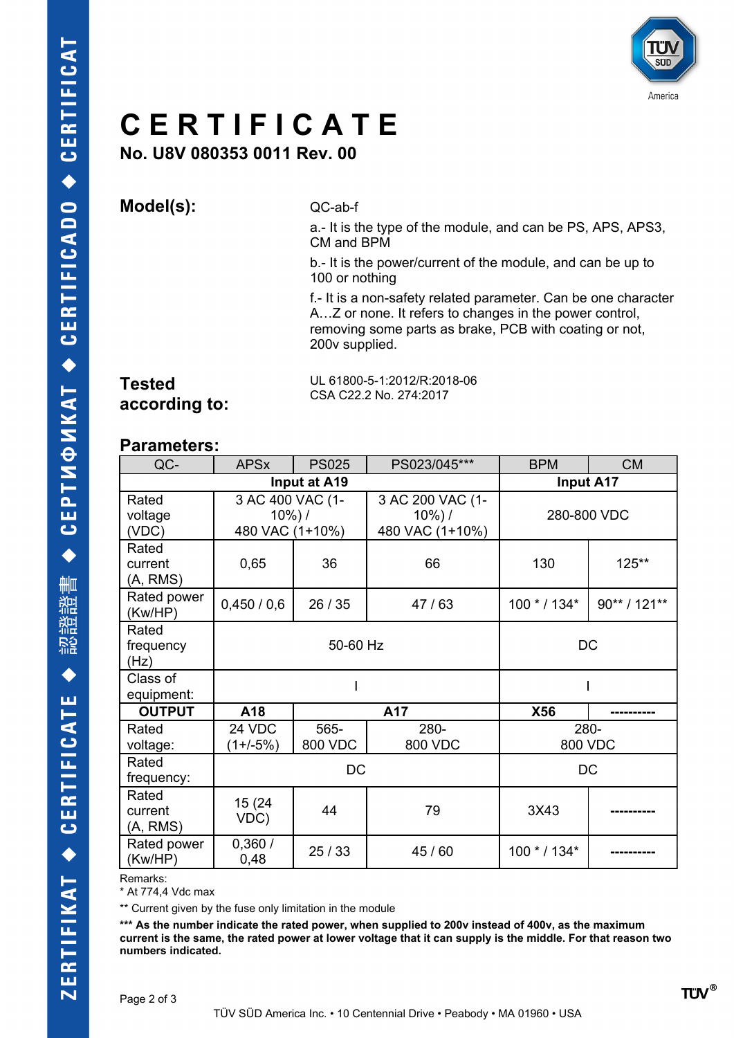# CERTIFICATE

**No. U8V 080353 0011 Rev. 00**

**Model(s):**

QC-ab-f

a.- It is the type of the module, and can be PS, APS, APS3, CM and BPM

b.- It is the power/current of the module, and can be up to 100 or nothing

f.- It is a non-safety related parameter. Can be one character A…Z or none. It refers to changes in the power control, removing some parts as brake, PCB with coating or not, 200v supplied.

**Tested according to:**

UL 61800-5-1:2012/R:2018-06
CSA C22.2 No. 274:2017

**Parameters:**

| QC- | APSx | PS025 | PS023/045*** | BPM | CM |
|---|---|---|---|---|---|
| **Input at A19** | | | | **Input A17** | |
| Rated voltage (VDC) | 3 AC 400 VAC (1-10%) / 480 VAC (1+10%) | | 3 AC 200 VAC (1-10%) / 480 VAC (1+10%) | 280-800 VDC | |
| Rated current (A, RMS) | 0,65 | 36 | 66 | 130 | 125** |
| Rated power (Kw/HP) | 0,450 / 0,6 | 26 / 35 | 47 / 63 | 100 * / 134* | 90** / 121** |
| Rated frequency (Hz) | 50-60 Hz | | | DC | |
| Class of equipment: | I | | | I | |
| **OUTPUT** | **A18** | **A17** | | **X56** | ---------- |
| Rated voltage: | 24 VDC (1+/-5%) | 565-800 VDC | 280-800 VDC | 280-800 VDC | |
| Rated frequency: | DC | | | DC | |
| Rated current (A, RMS) | 15 (24 VDC) | 44 | 79 | 3X43 | ---------- |
| Rated power (Kw/HP) | 0,360 / 0,48 | 25 / 33 | 45 / 60 | 100 * / 134* | ---------- |

Remarks:

* At 774,4 Vdc max

** Current given by the fuse only limitation in the module

**\*\*\* As the number indicate the rated power, when supplied to 200v instead of 400v, as the maximum current is the same, the rated power at lower voltage that it can supply is the middle. For that reason two numbers indicated.**

TÜV SÜD America Inc. • 10 Centennial Drive • Peabody • MA 01960 • USA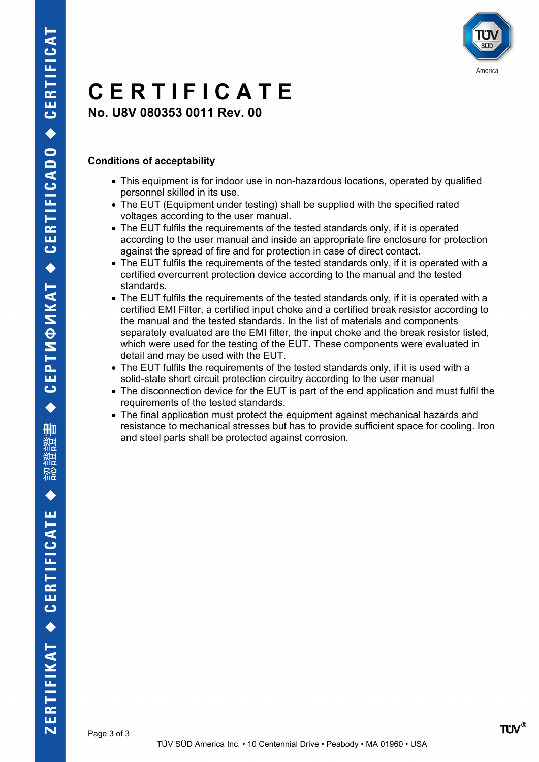# CERTIFICATE

**No. U8V 080353 0011 Rev. 00**

**Conditions of acceptability**

- This equipment is for indoor use in non-hazardous locations, operated by qualified personnel skilled in its use.
- The EUT (Equipment under testing) shall be supplied with the specified rated voltages according to the user manual.
- The EUT fulfils the requirements of the tested standards only, if it is operated according to the user manual and inside an appropriate fire enclosure for protection against the spread of fire and for protection in case of direct contact.
- The EUT fulfils the requirements of the tested standards only, if it is operated with a certified overcurrent protection device according to the manual and the tested standards.
- The EUT fulfils the requirements of the tested standards only, if it is operated with a certified EMI Filter, a certified input choke and a certified break resistor according to the manual and the tested standards. In the list of materials and components separately evaluated are the EMI filter, the input choke and the break resistor listed, which were used for the testing of the EUT. These components were evaluated in detail and may be used with the EUT.
- The EUT fulfils the requirements of the tested standards only, if it is used with a solid-state short circuit protection circuitry according to the user manual
- The disconnection device for the EUT is part of the end application and must fulfil the requirements of the tested standards.
- The final application must protect the equipment against mechanical hazards and resistance to mechanical stresses but has to provide sufficient space for cooling. Iron and steel parts shall be protected against corrosion.

TÜV SÜD America Inc. • 10 Centennial Drive • Peabody • MA 01960 • USA